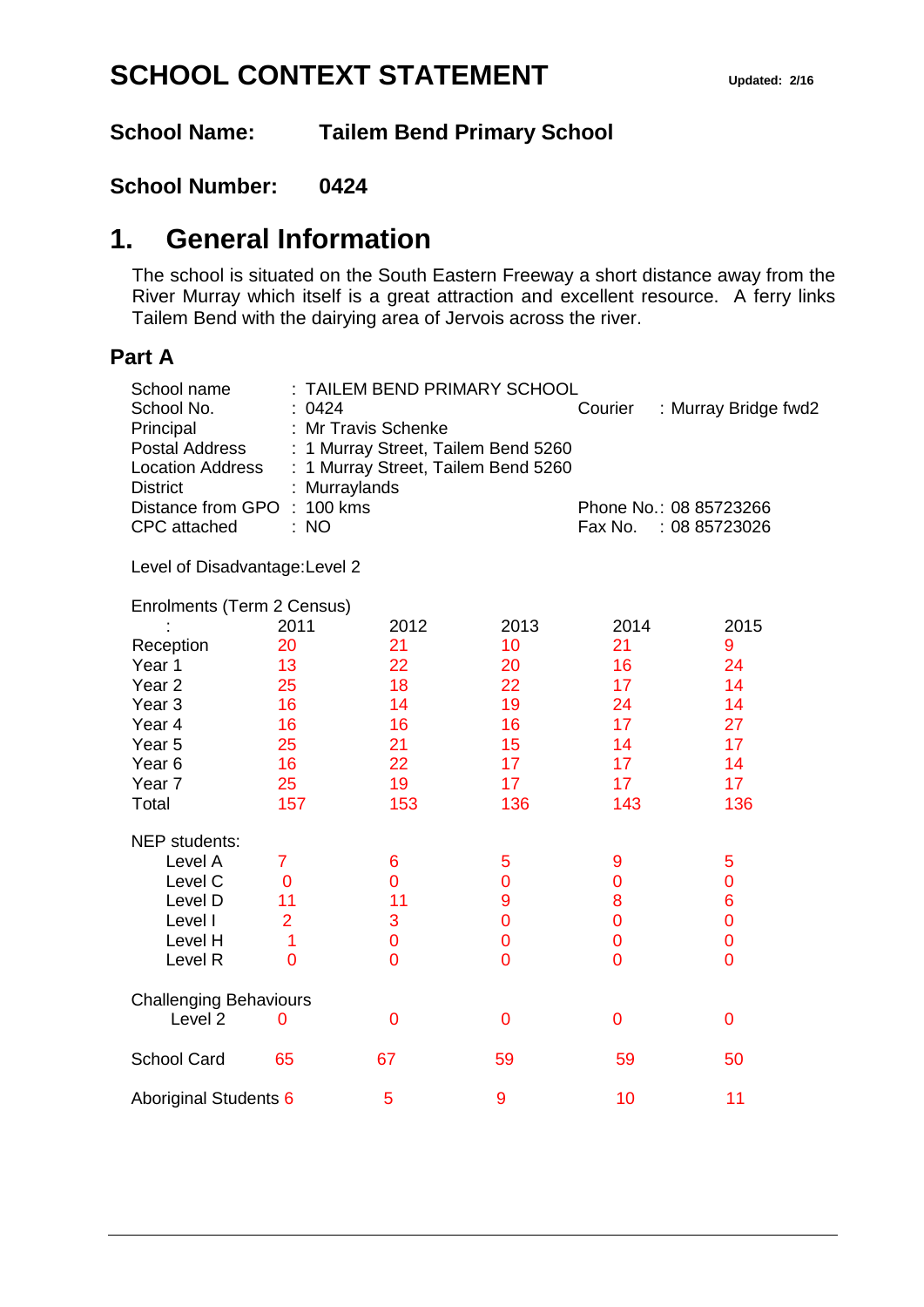# SCHOOL CONTEXT STATEMENT

**Updated: 2/16**

**School Name:** **Tailem Bend Primary School**

**School Number:** **0424**

## 1. General Information

The school is situated on the South Eastern Freeway a short distance away from the River Murray which itself is a great attraction and excellent resource. A ferry links Tailem Bend with the dairying area of Jervois across the river.

### Part A

| | | | |
|---|---|---|---|
| School name | : TAILEM BEND PRIMARY SCHOOL | | |
| School No. | : 0424 | Courier | : Murray Bridge fwd2 |
| Principal | : Mr Travis Schenke | | |
| Postal Address | : 1 Murray Street, Tailem Bend 5260 | | |
| Location Address | : 1 Murray Street, Tailem Bend 5260 | | |
| District | : Murraylands | | |
| Distance from GPO | : 100 kms | Phone No. | : 08 85723266 |
| CPC attached | : NO | Fax No. | : 08 85723026 |

Level of Disadvantage:Level 2

Enrolments (Term 2 Census)

| : | 2011 | 2012 | 2013 | 2014 | 2015 |
|---|---|---|---|---|---|
| Reception | 20 | 21 | 10 | 21 | 9 |
| Year 1 | 13 | 22 | 20 | 16 | 24 |
| Year 2 | 25 | 18 | 22 | 17 | 14 |
| Year 3 | 16 | 14 | 19 | 24 | 14 |
| Year 4 | 16 | 16 | 16 | 17 | 27 |
| Year 5 | 25 | 21 | 15 | 14 | 17 |
| Year 6 | 16 | 22 | 17 | 17 | 14 |
| Year 7 | 25 | 19 | 17 | 17 | 17 |
| Total | 157 | 153 | 136 | 143 | 136 |
| NEP students: | | | | | |
| Level A | 7 | 6 | 5 | 9 | 5 |
| Level C | 0 | 0 | 0 | 0 | 0 |
| Level D | 11 | 11 | 9 | 8 | 6 |
| Level I | 2 | 3 | 0 | 0 | 0 |
| Level H | 1 | 0 | 0 | 0 | 0 |
| Level R | 0 | 0 | 0 | 0 | 0 |
| Challenging Behaviours | | | | | |
| Level 2 | 0 | 0 | 0 | 0 | 0 |
| School Card | 65 | 67 | 59 | 59 | 50 |
| Aboriginal Students | 6 | 5 | 9 | 10 | 11 |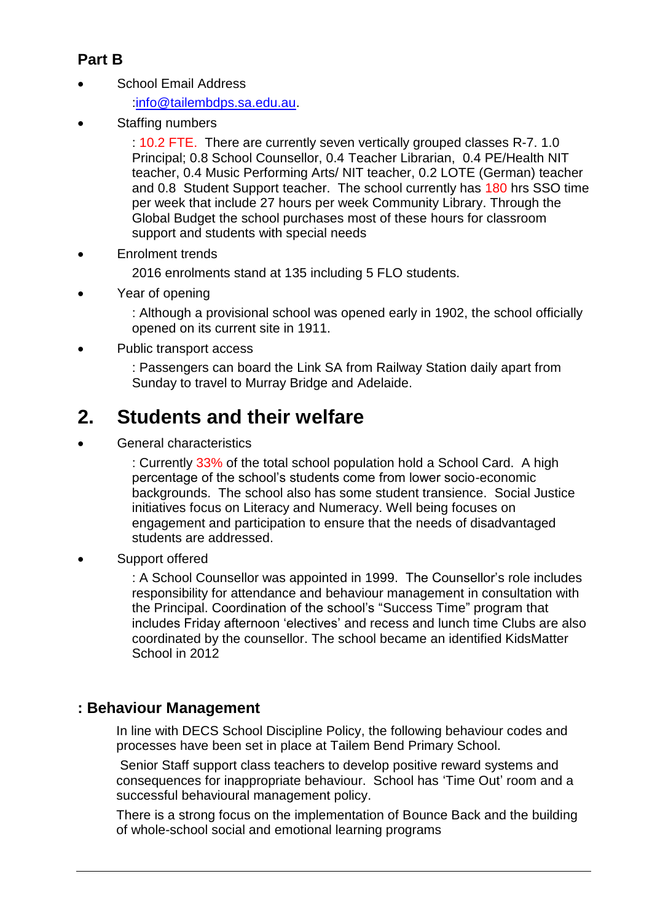### Part B

- School Email Address

  :info@tailembdps.sa.edu.au.

- Staffing numbers

  : 10.2 FTE. There are currently seven vertically grouped classes R-7. 1.0 Principal; 0.8 School Counsellor, 0.4 Teacher Librarian, 0.4 PE/Health NIT teacher, 0.4 Music Performing Arts/ NIT teacher, 0.2 LOTE (German) teacher and 0.8 Student Support teacher. The school currently has 180 hrs SSO time per week that include 27 hours per week Community Library. Through the Global Budget the school purchases most of these hours for classroom support and students with special needs

- Enrolment trends

  2016 enrolments stand at 135 including 5 FLO students.

- Year of opening

  : Although a provisional school was opened early in 1902, the school officially opened on its current site in 1911.

- Public transport access

  : Passengers can board the Link SA from Railway Station daily apart from Sunday to travel to Murray Bridge and Adelaide.

## 2. Students and their welfare

- General characteristics

  : Currently 33% of the total school population hold a School Card. A high percentage of the school's students come from lower socio-economic backgrounds. The school also has some student transience. Social Justice initiatives focus on Literacy and Numeracy. Well being focuses on engagement and participation to ensure that the needs of disadvantaged students are addressed.

- Support offered

  : A School Counsellor was appointed in 1999. The Counsellor's role includes responsibility for attendance and behaviour management in consultation with the Principal. Coordination of the school's "Success Time" program that includes Friday afternoon 'electives' and recess and lunch time Clubs are also coordinated by the counsellor. The school became an identified KidsMatter School in 2012

### : Behaviour Management

In line with DECS School Discipline Policy, the following behaviour codes and processes have been set in place at Tailem Bend Primary School.

Senior Staff support class teachers to develop positive reward systems and consequences for inappropriate behaviour. School has 'Time Out' room and a successful behavioural management policy.

There is a strong focus on the implementation of Bounce Back and the building of whole-school social and emotional learning programs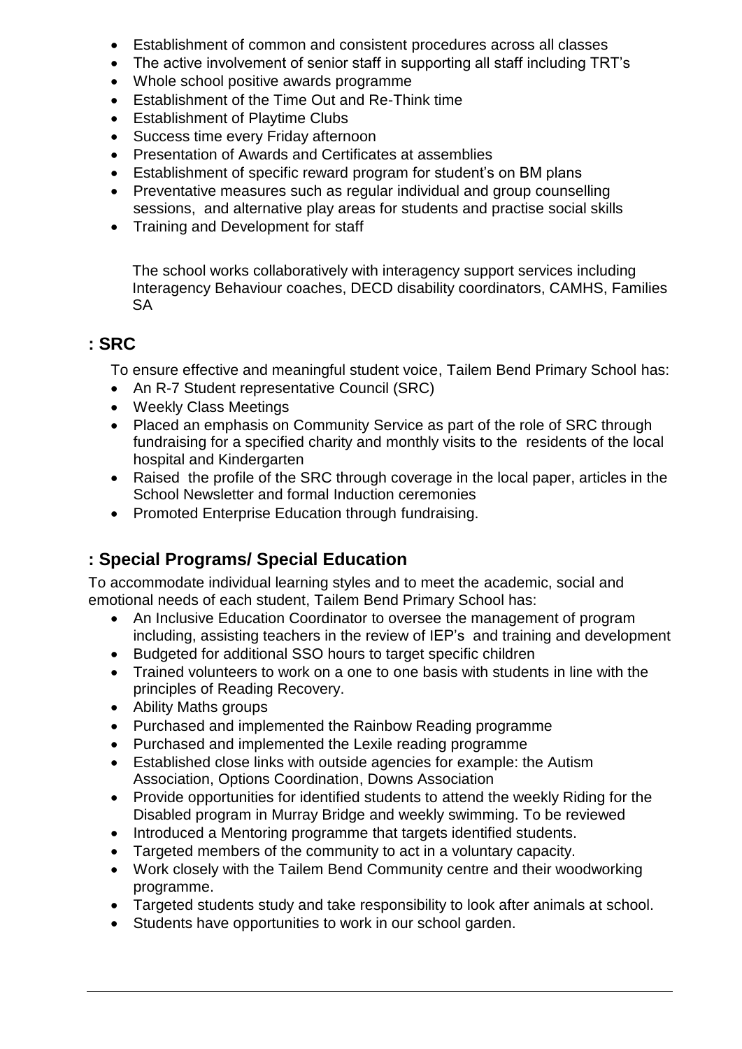- Establishment of common and consistent procedures across all classes
- The active involvement of senior staff in supporting all staff including TRT's
- Whole school positive awards programme
- Establishment of the Time Out and Re-Think time
- Establishment of Playtime Clubs
- Success time every Friday afternoon
- Presentation of Awards and Certificates at assemblies
- Establishment of specific reward program for student's on BM plans
- Preventative measures such as regular individual and group counselling sessions, and alternative play areas for students and practise social skills
- Training and Development for staff

The school works collaboratively with interagency support services including Interagency Behaviour coaches, DECD disability coordinators, CAMHS, Families SA

## : SRC

To ensure effective and meaningful student voice, Tailem Bend Primary School has:

- An R-7 Student representative Council (SRC)
- Weekly Class Meetings
- Placed an emphasis on Community Service as part of the role of SRC through fundraising for a specified charity and monthly visits to the residents of the local hospital and Kindergarten
- Raised the profile of the SRC through coverage in the local paper, articles in the School Newsletter and formal Induction ceremonies
- Promoted Enterprise Education through fundraising.

## : Special Programs/ Special Education

To accommodate individual learning styles and to meet the academic, social and emotional needs of each student, Tailem Bend Primary School has:

- An Inclusive Education Coordinator to oversee the management of program including, assisting teachers in the review of IEP's and training and development
- Budgeted for additional SSO hours to target specific children
- Trained volunteers to work on a one to one basis with students in line with the principles of Reading Recovery.
- Ability Maths groups
- Purchased and implemented the Rainbow Reading programme
- Purchased and implemented the Lexile reading programme
- Established close links with outside agencies for example: the Autism Association, Options Coordination, Downs Association
- Provide opportunities for identified students to attend the weekly Riding for the Disabled program in Murray Bridge and weekly swimming. To be reviewed
- Introduced a Mentoring programme that targets identified students.
- Targeted members of the community to act in a voluntary capacity.
- Work closely with the Tailem Bend Community centre and their woodworking programme.
- Targeted students study and take responsibility to look after animals at school.
- Students have opportunities to work in our school garden.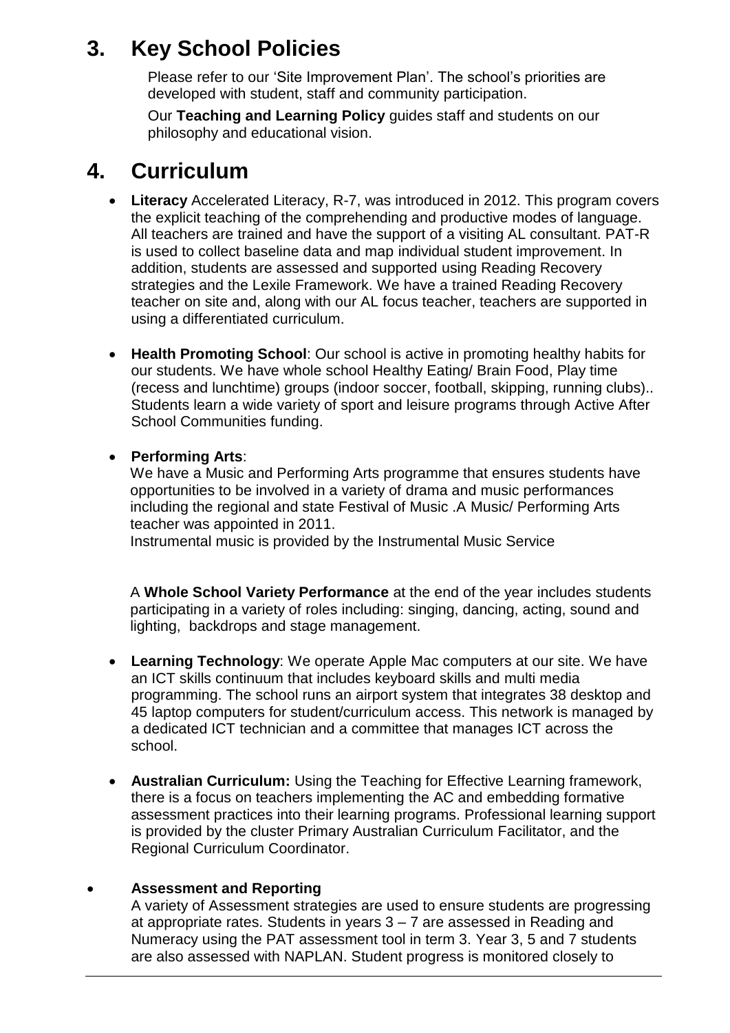# 3. Key School Policies

Please refer to our 'Site Improvement Plan'. The school's priorities are developed with student, staff and community participation.

Our **Teaching and Learning Policy** guides staff and students on our philosophy and educational vision.

# 4. Curriculum

- **Literacy** Accelerated Literacy, R-7, was introduced in 2012. This program covers the explicit teaching of the comprehending and productive modes of language. All teachers are trained and have the support of a visiting AL consultant. PAT-R is used to collect baseline data and map individual student improvement. In addition, students are assessed and supported using Reading Recovery strategies and the Lexile Framework. We have a trained Reading Recovery teacher on site and, along with our AL focus teacher, teachers are supported in using a differentiated curriculum.

- **Health Promoting School**: Our school is active in promoting healthy habits for our students. We have whole school Healthy Eating/ Brain Food, Play time (recess and lunchtime) groups (indoor soccer, football, skipping, running clubs).. Students learn a wide variety of sport and leisure programs through Active After School Communities funding.

- **Performing Arts**:
  We have a Music and Performing Arts programme that ensures students have opportunities to be involved in a variety of drama and music performances including the regional and state Festival of Music .A Music/ Performing Arts teacher was appointed in 2011.
  Instrumental music is provided by the Instrumental Music Service

  A **Whole School Variety Performance** at the end of the year includes students participating in a variety of roles including: singing, dancing, acting, sound and lighting, backdrops and stage management.

- **Learning Technology**: We operate Apple Mac computers at our site. We have an ICT skills continuum that includes keyboard skills and multi media programming. The school runs an airport system that integrates 38 desktop and 45 laptop computers for student/curriculum access. This network is managed by a dedicated ICT technician and a committee that manages ICT across the school.

- **Australian Curriculum:** Using the Teaching for Effective Learning framework, there is a focus on teachers implementing the AC and embedding formative assessment practices into their learning programs. Professional learning support is provided by the cluster Primary Australian Curriculum Facilitator, and the Regional Curriculum Coordinator.

- **Assessment and Reporting**
  A variety of Assessment strategies are used to ensure students are progressing at appropriate rates. Students in years 3 – 7 are assessed in Reading and Numeracy using the PAT assessment tool in term 3. Year 3, 5 and 7 students are also assessed with NAPLAN. Student progress is monitored closely to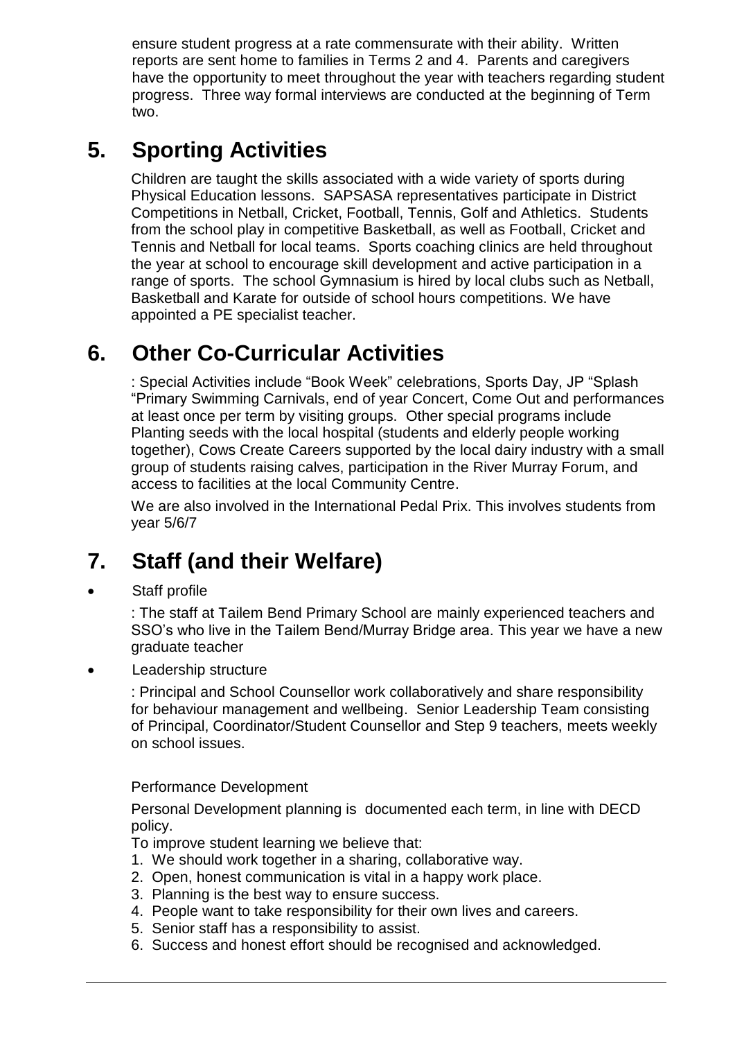ensure student progress at a rate commensurate with their ability. Written reports are sent home to families in Terms 2 and 4. Parents and caregivers have the opportunity to meet throughout the year with teachers regarding student progress. Three way formal interviews are conducted at the beginning of Term two.

## 5. Sporting Activities

Children are taught the skills associated with a wide variety of sports during Physical Education lessons. SAPSASA representatives participate in District Competitions in Netball, Cricket, Football, Tennis, Golf and Athletics. Students from the school play in competitive Basketball, as well as Football, Cricket and Tennis and Netball for local teams. Sports coaching clinics are held throughout the year at school to encourage skill development and active participation in a range of sports. The school Gymnasium is hired by local clubs such as Netball, Basketball and Karate for outside of school hours competitions. We have appointed a PE specialist teacher.

## 6. Other Co-Curricular Activities

: Special Activities include "Book Week" celebrations, Sports Day, JP "Splash "Primary Swimming Carnivals, end of year Concert, Come Out and performances at least once per term by visiting groups. Other special programs include Planting seeds with the local hospital (students and elderly people working together), Cows Create Careers supported by the local dairy industry with a small group of students raising calves, participation in the River Murray Forum, and access to facilities at the local Community Centre.

We are also involved in the International Pedal Prix. This involves students from year 5/6/7

## 7. Staff (and their Welfare)

- Staff profile

: The staff at Tailem Bend Primary School are mainly experienced teachers and SSO's who live in the Tailem Bend/Murray Bridge area. This year we have a new graduate teacher

- Leadership structure

: Principal and School Counsellor work collaboratively and share responsibility for behaviour management and wellbeing. Senior Leadership Team consisting of Principal, Coordinator/Student Counsellor and Step 9 teachers, meets weekly on school issues.

Performance Development

Personal Development planning is documented each term, in line with DECD policy.

To improve student learning we believe that:

1. We should work together in a sharing, collaborative way.
2. Open, honest communication is vital in a happy work place.
3. Planning is the best way to ensure success.
4. People want to take responsibility for their own lives and careers.
5. Senior staff has a responsibility to assist.
6. Success and honest effort should be recognised and acknowledged.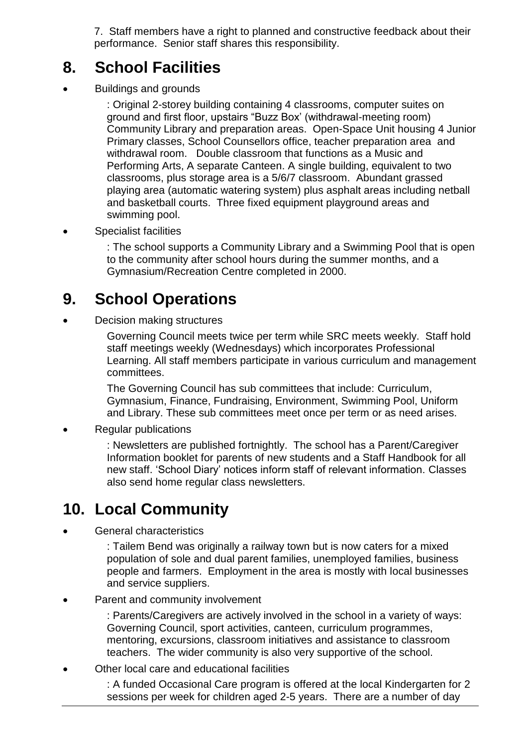7. Staff members have a right to planned and constructive feedback about their performance. Senior staff shares this responsibility.

# 8. School Facilities

- Buildings and grounds

  : Original 2-storey building containing 4 classrooms, computer suites on ground and first floor, upstairs "Buzz Box' (withdrawal-meeting room) Community Library and preparation areas. Open-Space Unit housing 4 Junior Primary classes, School Counsellors office, teacher preparation area and withdrawal room. Double classroom that functions as a Music and Performing Arts, A separate Canteen. A single building, equivalent to two classrooms, plus storage area is a 5/6/7 classroom. Abundant grassed playing area (automatic watering system) plus asphalt areas including netball and basketball courts. Three fixed equipment playground areas and swimming pool.

- Specialist facilities

  : The school supports a Community Library and a Swimming Pool that is open to the community after school hours during the summer months, and a Gymnasium/Recreation Centre completed in 2000.

# 9. School Operations

- Decision making structures

  Governing Council meets twice per term while SRC meets weekly. Staff hold staff meetings weekly (Wednesdays) which incorporates Professional Learning. All staff members participate in various curriculum and management committees.

  The Governing Council has sub committees that include: Curriculum, Gymnasium, Finance, Fundraising, Environment, Swimming Pool, Uniform and Library. These sub committees meet once per term or as need arises.

- Regular publications

  : Newsletters are published fortnightly. The school has a Parent/Caregiver Information booklet for parents of new students and a Staff Handbook for all new staff. 'School Diary' notices inform staff of relevant information. Classes also send home regular class newsletters.

# 10. Local Community

- General characteristics

  : Tailem Bend was originally a railway town but is now caters for a mixed population of sole and dual parent families, unemployed families, business people and farmers. Employment in the area is mostly with local businesses and service suppliers.

- Parent and community involvement

  : Parents/Caregivers are actively involved in the school in a variety of ways: Governing Council, sport activities, canteen, curriculum programmes, mentoring, excursions, classroom initiatives and assistance to classroom teachers. The wider community is also very supportive of the school.

- Other local care and educational facilities

  : A funded Occasional Care program is offered at the local Kindergarten for 2 sessions per week for children aged 2-5 years. There are a number of day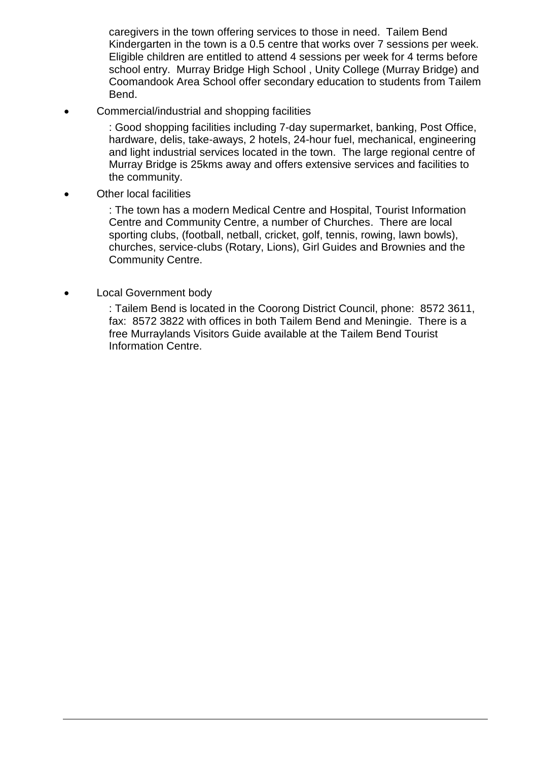caregivers in the town offering services to those in need. Tailem Bend Kindergarten in the town is a 0.5 centre that works over 7 sessions per week. Eligible children are entitled to attend 4 sessions per week for 4 terms before school entry. Murray Bridge High School , Unity College (Murray Bridge) and Coomandook Area School offer secondary education to students from Tailem Bend.

- Commercial/industrial and shopping facilities

  : Good shopping facilities including 7-day supermarket, banking, Post Office, hardware, delis, take-aways, 2 hotels, 24-hour fuel, mechanical, engineering and light industrial services located in the town. The large regional centre of Murray Bridge is 25kms away and offers extensive services and facilities to the community.

- Other local facilities

  : The town has a modern Medical Centre and Hospital, Tourist Information Centre and Community Centre, a number of Churches. There are local sporting clubs, (football, netball, cricket, golf, tennis, rowing, lawn bowls), churches, service-clubs (Rotary, Lions), Girl Guides and Brownies and the Community Centre.

- Local Government body

  : Tailem Bend is located in the Coorong District Council, phone: 8572 3611, fax: 8572 3822 with offices in both Tailem Bend and Meningie. There is a free Murraylands Visitors Guide available at the Tailem Bend Tourist Information Centre.